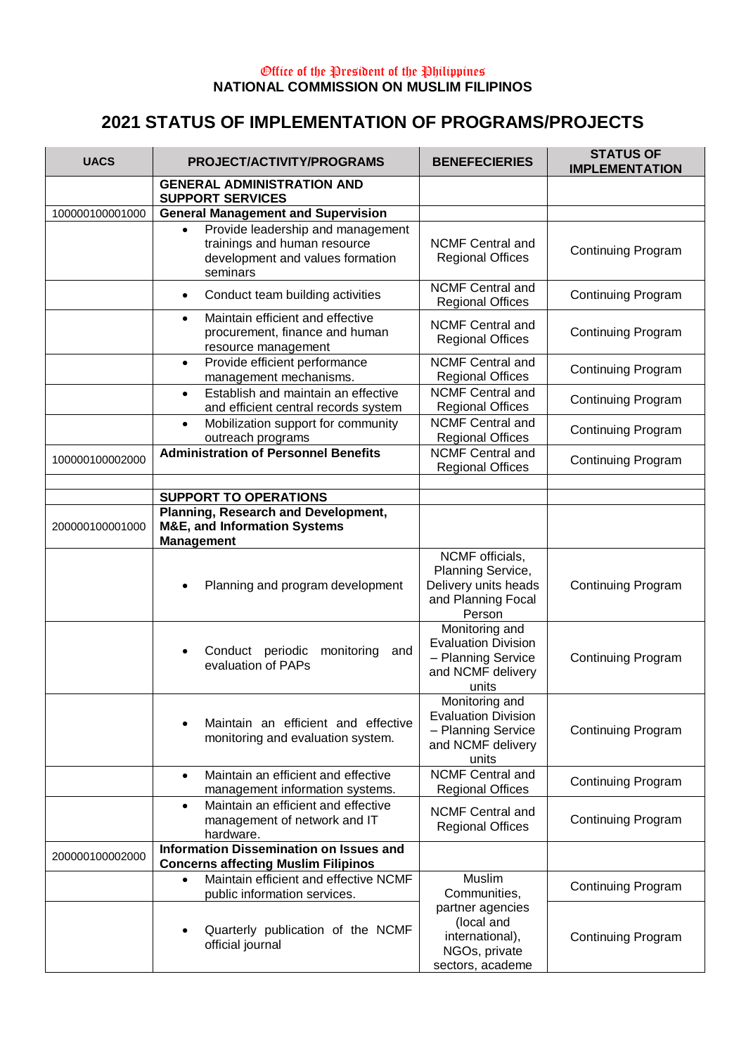Office of the President of the Philippines
**NATIONAL COMMISSION ON MUSLIM FILIPINOS**

# 2021 STATUS OF IMPLEMENTATION OF PROGRAMS/PROJECTS

| UACS | PROJECT/ACTIVITY/PROGRAMS | BENEFECIERIES | STATUS OF IMPLEMENTATION |
|---|---|---|---|
| | **GENERAL ADMINISTRATION AND SUPPORT SERVICES** | | |
| 100000100001000 | **General Management and Supervision** | | |
| | • Provide leadership and management trainings and human resource development and values formation seminars | NCMF Central and Regional Offices | Continuing Program |
| | • Conduct team building activities | NCMF Central and Regional Offices | Continuing Program |
| | • Maintain efficient and effective procurement, finance and human resource management | NCMF Central and Regional Offices | Continuing Program |
| | • Provide efficient performance management mechanisms. | NCMF Central and Regional Offices | Continuing Program |
| | • Establish and maintain an effective and efficient central records system | NCMF Central and Regional Offices | Continuing Program |
| | • Mobilization support for community outreach programs | NCMF Central and Regional Offices | Continuing Program |
| 100000100002000 | **Administration of Personnel Benefits** | NCMF Central and Regional Offices | Continuing Program |
| | | | |
| | **SUPPORT TO OPERATIONS** | | |
| 200000100001000 | **Planning, Research and Development, M&E, and Information Systems Management** | | |
| | • Planning and program development | NCMF officials, Planning Service, Delivery units heads and Planning Focal Person | Continuing Program |
| | • Conduct periodic monitoring and evaluation of PAPs | Monitoring and Evaluation Division – Planning Service and NCMF delivery units | Continuing Program |
| | • Maintain an efficient and effective monitoring and evaluation system. | Monitoring and Evaluation Division – Planning Service and NCMF delivery units | Continuing Program |
| | • Maintain an efficient and effective management information systems. | NCMF Central and Regional Offices | Continuing Program |
| | • Maintain an efficient and effective management of network and IT hardware. | NCMF Central and Regional Offices | Continuing Program |
| 200000100002000 | **Information Dissemination on Issues and Concerns affecting Muslim Filipinos** | | |
| | • Maintain efficient and effective NCMF public information services. | Muslim Communities, partner agencies (local and international), NGOs, private sectors, academe | Continuing Program |
| | • Quarterly publication of the NCMF official journal | | Continuing Program |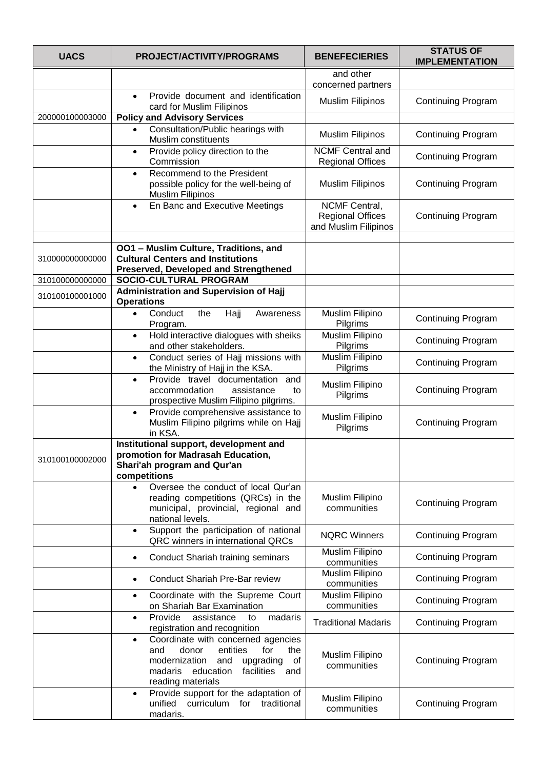| UACS | PROJECT/ACTIVITY/PROGRAMS | BENEFECIERIES | STATUS OF IMPLEMENTATION |
|---|---|---|---|
| | | and other concerned partners | |
| | • Provide document and identification card for Muslim Filipinos | Muslim Filipinos | Continuing Program |
| 200000100003000 | **Policy and Advisory Services** | | |
| | • Consultation/Public hearings with Muslim constituents | Muslim Filipinos | Continuing Program |
| | • Provide policy direction to the Commission | NCMF Central and Regional Offices | Continuing Program |
| | • Recommend to the President possible policy for the well-being of Muslim Filipinos | Muslim Filipinos | Continuing Program |
| | • En Banc and Executive Meetings | NCMF Central, Regional Offices and Muslim Filipinos | Continuing Program |
| | | | |
| 310000000000000 | **OO1 – Muslim Culture, Traditions, and Cultural Centers and Institutions Preserved, Developed and Strengthened** | | |
| 310100000000000 | **SOCIO-CULTURAL PROGRAM** | | |
| 310100100001000 | **Administration and Supervision of Hajj Operations** | | |
| | • Conduct the Hajj Awareness Program. | Muslim Filipino Pilgrims | Continuing Program |
| | • Hold interactive dialogues with sheiks and other stakeholders. | Muslim Filipino Pilgrims | Continuing Program |
| | • Conduct series of Hajj missions with the Ministry of Hajj in the KSA. | Muslim Filipino Pilgrims | Continuing Program |
| | • Provide travel documentation and accommodation assistance to prospective Muslim Filipino pilgrims. | Muslim Filipino Pilgrims | Continuing Program |
| | • Provide comprehensive assistance to Muslim Filipino pilgrims while on Hajj in KSA. | Muslim Filipino Pilgrims | Continuing Program |
| 310100100002000 | **Institutional support, development and promotion for Madrasah Education, Shari'ah program and Qur'an competitions** | | |
| | • Oversee the conduct of local Qur'an reading competitions (QRCs) in the municipal, provincial, regional and national levels. | Muslim Filipino communities | Continuing Program |
| | • Support the participation of national QRC winners in international QRCs | NQRC Winners | Continuing Program |
| | • Conduct Shariah training seminars | Muslim Filipino communities | Continuing Program |
| | • Conduct Shariah Pre-Bar review | Muslim Filipino communities | Continuing Program |
| | • Coordinate with the Supreme Court on Shariah Bar Examination | Muslim Filipino communities | Continuing Program |
| | • Provide assistance to madaris registration and recognition | Traditional Madaris | Continuing Program |
| | • Coordinate with concerned agencies and donor entities for the modernization and upgrading of madaris education facilities and reading materials | Muslim Filipino communities | Continuing Program |
| | • Provide support for the adaptation of unified curriculum for traditional madaris. | Muslim Filipino communities | Continuing Program |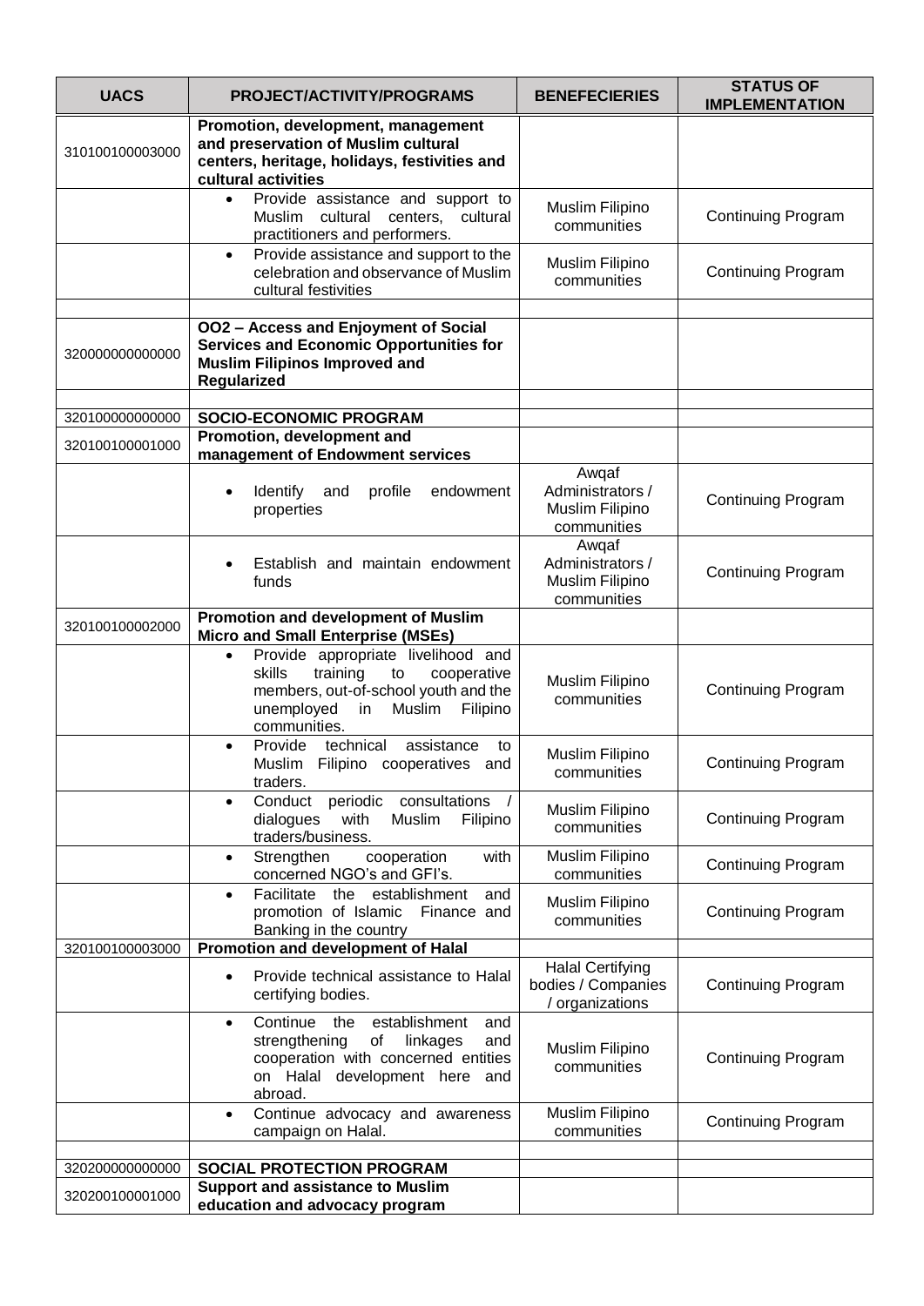| UACS | PROJECT/ACTIVITY/PROGRAMS | BENEFECIERIES | STATUS OF IMPLEMENTATION |
|---|---|---|---|
| 310100100003000 | **Promotion, development, management and preservation of Muslim cultural centers, heritage, holidays, festivities and cultural activities** | | |
| | • Provide assistance and support to Muslim cultural centers, cultural practitioners and performers. | Muslim Filipino communities | Continuing Program |
| | • Provide assistance and support to the celebration and observance of Muslim cultural festivities | Muslim Filipino communities | Continuing Program |
| | | | |
| 320000000000000 | **OO2 – Access and Enjoyment of Social Services and Economic Opportunities for Muslim Filipinos Improved and Regularized** | | |
| | | | |
| 320100000000000 | **SOCIO-ECONOMIC PROGRAM** | | |
| 320100100001000 | **Promotion, development and management of Endowment services** | | |
| | • Identify and profile endowment properties | Awqaf Administrators / Muslim Filipino communities | Continuing Program |
| | • Establish and maintain endowment funds | Awqaf Administrators / Muslim Filipino communities | Continuing Program |
| 320100100002000 | **Promotion and development of Muslim Micro and Small Enterprise (MSEs)** | | |
| | • Provide appropriate livelihood and skills training to cooperative members, out-of-school youth and the unemployed in Muslim Filipino communities. | Muslim Filipino communities | Continuing Program |
| | • Provide technical assistance to Muslim Filipino cooperatives and traders. | Muslim Filipino communities | Continuing Program |
| | • Conduct periodic consultations / dialogues with Muslim Filipino traders/business. | Muslim Filipino communities | Continuing Program |
| | • Strengthen cooperation with concerned NGO's and GFI's. | Muslim Filipino communities | Continuing Program |
| | • Facilitate the establishment and promotion of Islamic Finance and Banking in the country | Muslim Filipino communities | Continuing Program |
| 320100100003000 | **Promotion and development of Halal** | | |
| | • Provide technical assistance to Halal certifying bodies. | Halal Certifying bodies / Companies / organizations | Continuing Program |
| | • Continue the establishment and strengthening of linkages and cooperation with concerned entities on Halal development here and abroad. | Muslim Filipino communities | Continuing Program |
| | • Continue advocacy and awareness campaign on Halal. | Muslim Filipino communities | Continuing Program |
| | | | |
| 320200000000000 | **SOCIAL PROTECTION PROGRAM** | | |
| 320200100001000 | **Support and assistance to Muslim education and advocacy program** | | |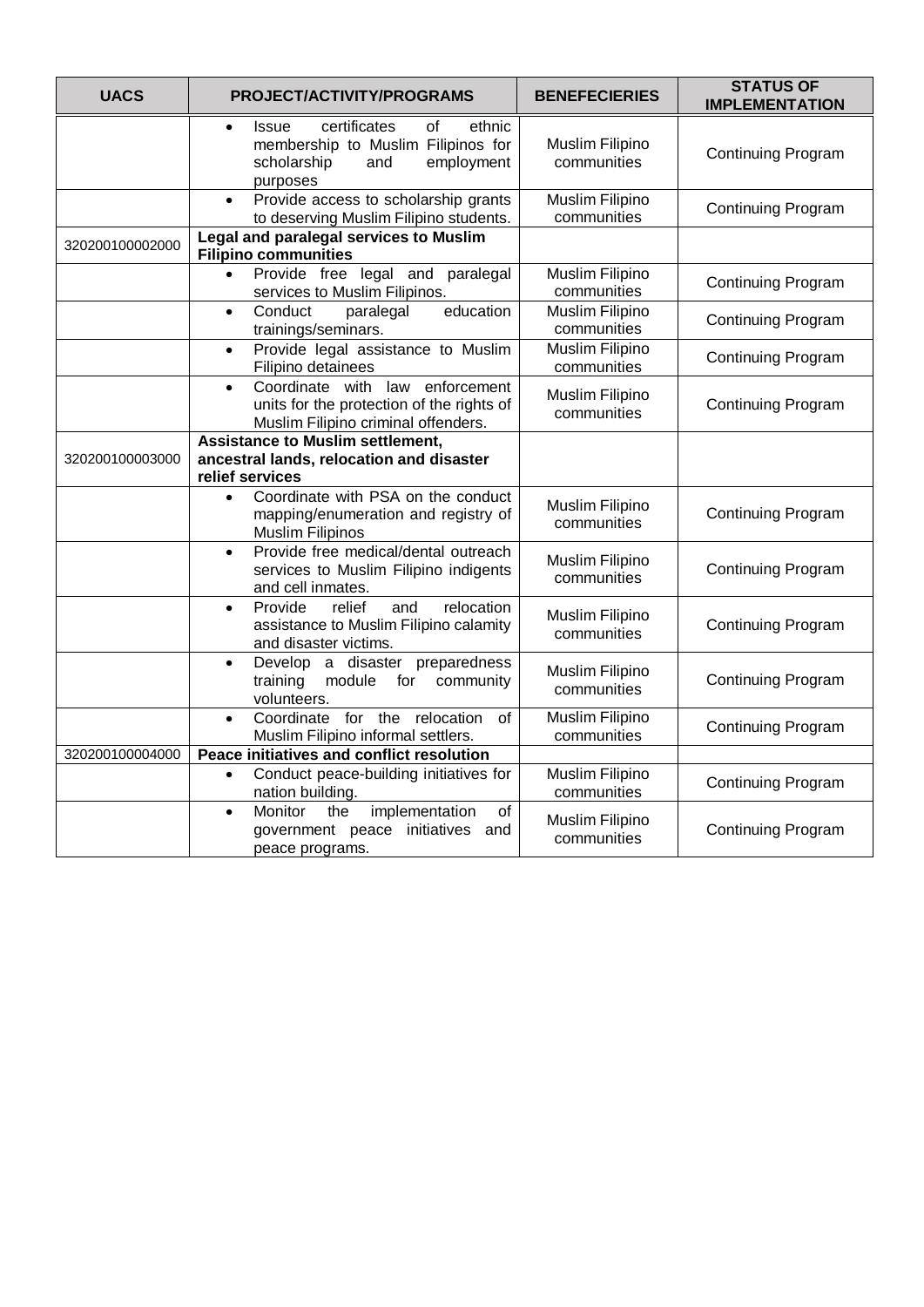| UACS | PROJECT/ACTIVITY/PROGRAMS | BENEFECIERIES | STATUS OF IMPLEMENTATION |
|---|---|---|---|
| | • Issue certificates of ethnic membership to Muslim Filipinos for scholarship and employment purposes | Muslim Filipino communities | Continuing Program |
| | • Provide access to scholarship grants to deserving Muslim Filipino students. | Muslim Filipino communities | Continuing Program |
| 320200100002000 | **Legal and paralegal services to Muslim Filipino communities** | | |
| | • Provide free legal and paralegal services to Muslim Filipinos. | Muslim Filipino communities | Continuing Program |
| | • Conduct paralegal education trainings/seminars. | Muslim Filipino communities | Continuing Program |
| | • Provide legal assistance to Muslim Filipino detainees | Muslim Filipino communities | Continuing Program |
| | • Coordinate with law enforcement units for the protection of the rights of Muslim Filipino criminal offenders. | Muslim Filipino communities | Continuing Program |
| 320200100003000 | **Assistance to Muslim settlement, ancestral lands, relocation and disaster relief services** | | |
| | • Coordinate with PSA on the conduct mapping/enumeration and registry of Muslim Filipinos | Muslim Filipino communities | Continuing Program |
| | • Provide free medical/dental outreach services to Muslim Filipino indigents and cell inmates. | Muslim Filipino communities | Continuing Program |
| | • Provide relief and relocation assistance to Muslim Filipino calamity and disaster victims. | Muslim Filipino communities | Continuing Program |
| | • Develop a disaster preparedness training module for community volunteers. | Muslim Filipino communities | Continuing Program |
| | • Coordinate for the relocation of Muslim Filipino informal settlers. | Muslim Filipino communities | Continuing Program |
| 320200100004000 | **Peace initiatives and conflict resolution** | | |
| | • Conduct peace-building initiatives for nation building. | Muslim Filipino communities | Continuing Program |
| | • Monitor the implementation of government peace initiatives and peace programs. | Muslim Filipino communities | Continuing Program |